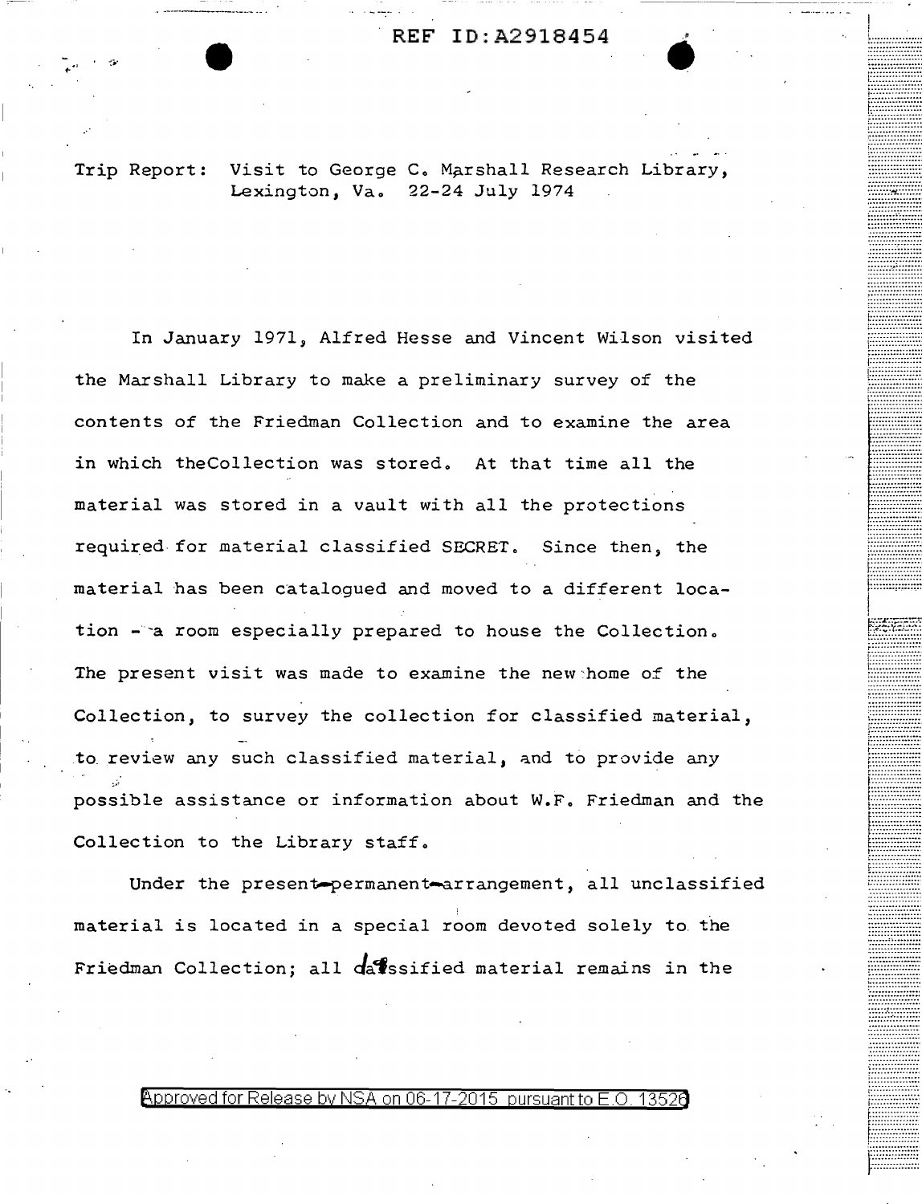REF ID:A2918454

Trip Report: Visit to George C. Marshall Research Library, Lexington, Va. 22-24 July 1974

In January 1971, Alfred Hesse and Vincent Wilson visited the Marshall Library to make a preliminary survey of the contents of the Friedman Collection and to examine the area in which theCollection was stored. At that time all the material was stored in a vault with all the protections required for material classified SECRET. Since then, the material has been catalogued and moved to a different location - a room especially prepared to house the Collection. The present visit was made to examine the new home of the Collection, to survey the collection for classified material, to review any such classified material, and to provide any possible assistance or information about W.F. Friedman and the Collection to the Library staff.

Under the present—permanent—arrangement, all unclassified material is located in a special room devoted solely to the Friedman Collection; all classified material remains in the

Approved for Release by NSA on 06-17-2015 pursuant to E.O. 13526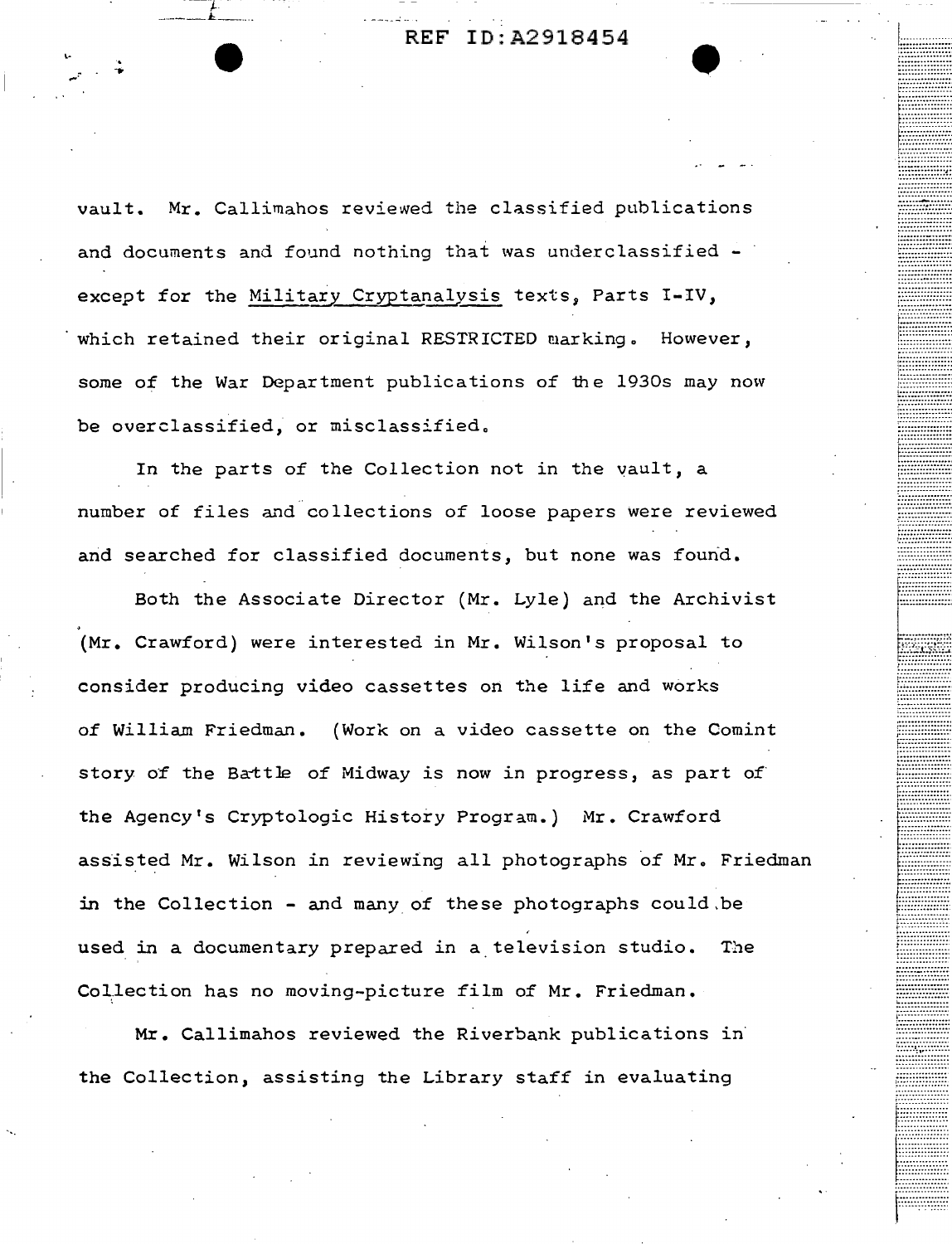vault. Mr. Callimahos reviewed the classified publications and documents and found nothing that was underclassified - except for the Military Cryptanalysis texts, Parts I-IV, which retained their original RESTRICTED marking. However, some of the War Department publications of the 1930s may now be overclassified, or misclassified.

In the parts of the Collection not in the vault, a number of files and collections of loose papers were reviewed and searched for classified documents, but none was found.

Both the Associate Director (Mr. Lyle) and the Archivist (Mr. Crawford) were interested in Mr. Wilson's proposal to consider producing video cassettes on the life and works of William Friedman. (Work on a video cassette on the Comint story of the Battle of Midway is now in progress, as part of the Agency's Cryptologic History Program.) Mr. Crawford assisted Mr. Wilson in reviewing all photographs of Mr. Friedman in the Collection - and many of these photographs could be used in a documentary prepared in a television studio. The Collection has no moving-picture film of Mr. Friedman.

Mr. Callimahos reviewed the Riverbank publications in the Collection, assisting the Library staff in evaluating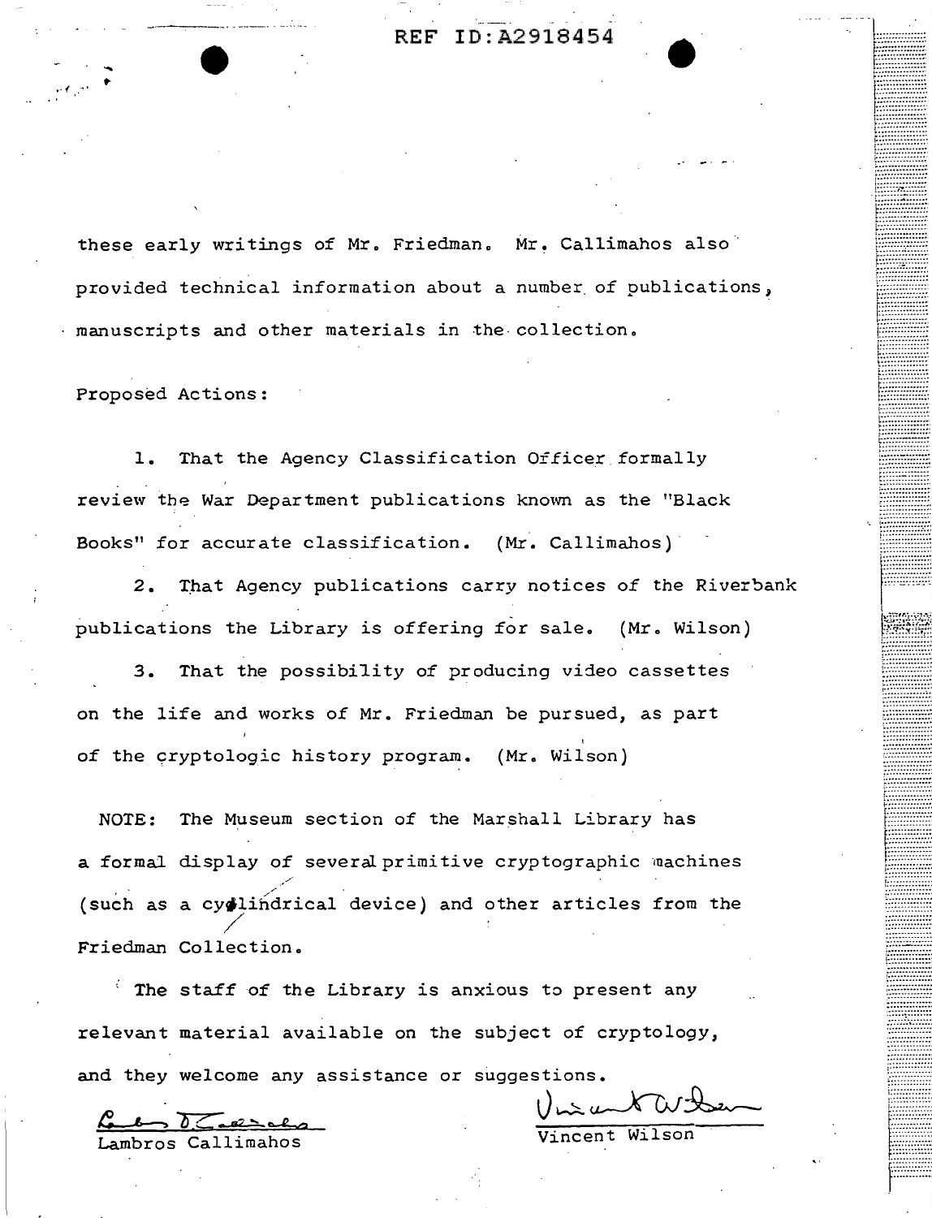these early writings of Mr. Friedman. Mr. Callimahos also provided technical information about a number of publications, manuscripts and other materials in the collection.

Proposed Actions:

1. That the Agency Classification Officer formally review the War Department publications known as the "Black Books" for accurate classification. (Mr. Callimahos)

2. That Agency publications carry notices of the Riverbank publications the Library is offering for sale. (Mr. Wilson)

3. That the possibility of producing video cassettes on the life and works of Mr. Friedman be pursued, as part of the cryptologic history program. (Mr. Wilson)

NOTE: The Museum section of the Marshall Library has a formal display of several primitive cryptographic machines (such as a cylindrical device) and other articles from the Friedman Collection.

The staff of the Library is anxious to present any relevant material available on the subject of cryptology, and they welcome any assistance or suggestions.

Lambros Callimahos

Vincent Wilson